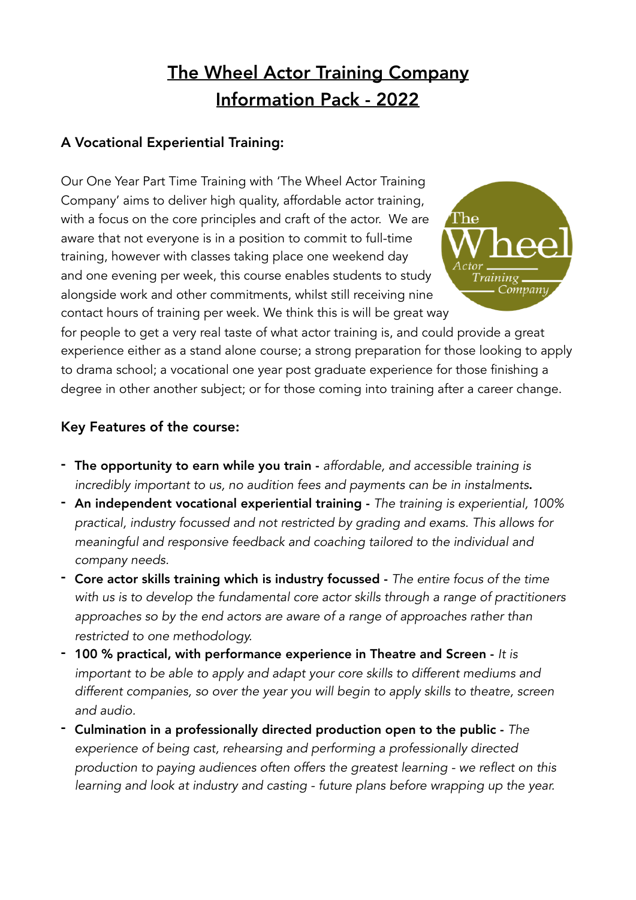# The Wheel Actor Training Company
# Information Pack - 2022

## A Vocational Experiential Training:

Our One Year Part Time Training with 'The Wheel Actor Training Company' aims to deliver high quality, affordable actor training, with a focus on the core principles and craft of the actor. We are aware that not everyone is in a position to commit to full-time training, however with classes taking place one weekend day and one evening per week, this course enables students to study alongside work and other commitments, whilst still receiving nine contact hours of training per week. We think this is will be great way for people to get a very real taste of what actor training is, and could provide a great experience either as a stand alone course; a strong preparation for those looking to apply to drama school; a vocational one year post graduate experience for those finishing a degree in other another subject; or for those coming into training after a career change.

## Key Features of the course:

- **The opportunity to earn while you train -** *affordable, and accessible training is incredibly important to us, no audition fees and payments can be in instalments.*
- **An independent vocational experiential training -** *The training is experiential, 100% practical, industry focussed and not restricted by grading and exams. This allows for meaningful and responsive feedback and coaching tailored to the individual and company needs.*
- **Core actor skills training which is industry focussed -** *The entire focus of the time with us is to develop the fundamental core actor skills through a range of practitioners approaches so by the end actors are aware of a range of approaches rather than restricted to one methodology.*
- **100 % practical, with performance experience in Theatre and Screen -** *It is important to be able to apply and adapt your core skills to different mediums and different companies, so over the year you will begin to apply skills to theatre, screen and audio.*
- **Culmination in a professionally directed production open to the public -** *The experience of being cast, rehearsing and performing a professionally directed production to paying audiences often offers the greatest learning - we reflect on this learning and look at industry and casting - future plans before wrapping up the year.*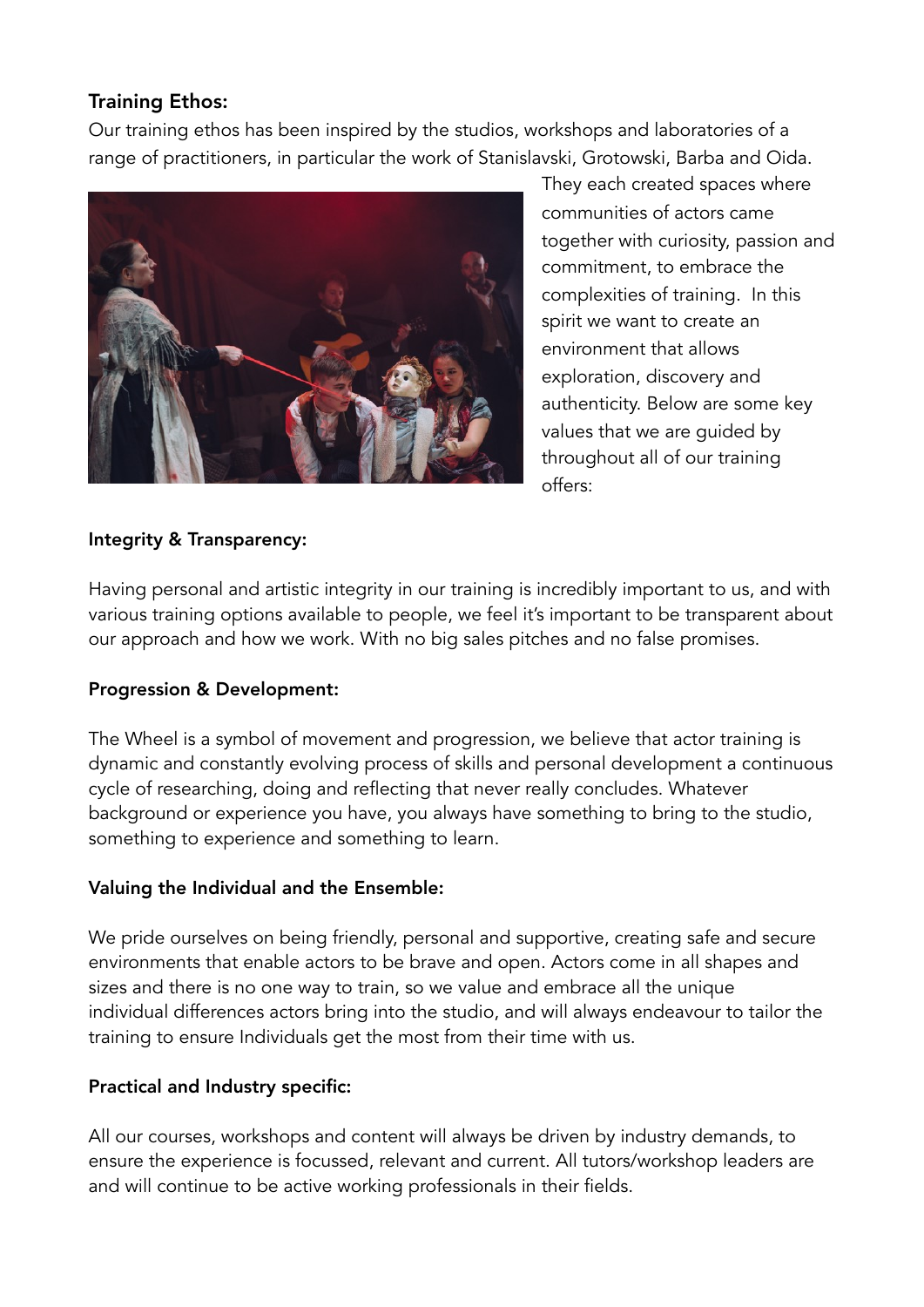## Training Ethos:

Our training ethos has been inspired by the studios, workshops and laboratories of a range of practitioners, in particular the work of Stanislavski, Grotowski, Barba and Oida. They each created spaces where communities of actors came together with curiosity, passion and commitment, to embrace the complexities of training. In this spirit we want to create an environment that allows exploration, discovery and authenticity. Below are some key values that we are guided by throughout all of our training offers:

### Integrity & Transparency:

Having personal and artistic integrity in our training is incredibly important to us, and with various training options available to people, we feel it's important to be transparent about our approach and how we work. With no big sales pitches and no false promises.

### Progression & Development:

The Wheel is a symbol of movement and progression, we believe that actor training is dynamic and constantly evolving process of skills and personal development a continuous cycle of researching, doing and reflecting that never really concludes. Whatever background or experience you have, you always have something to bring to the studio, something to experience and something to learn.

### Valuing the Individual and the Ensemble:

We pride ourselves on being friendly, personal and supportive, creating safe and secure environments that enable actors to be brave and open. Actors come in all shapes and sizes and there is no one way to train, so we value and embrace all the unique individual differences actors bring into the studio, and will always endeavour to tailor the training to ensure Individuals get the most from their time with us.

### Practical and Industry specific:

All our courses, workshops and content will always be driven by industry demands, to ensure the experience is focussed, relevant and current. All tutors/workshop leaders are and will continue to be active working professionals in their fields.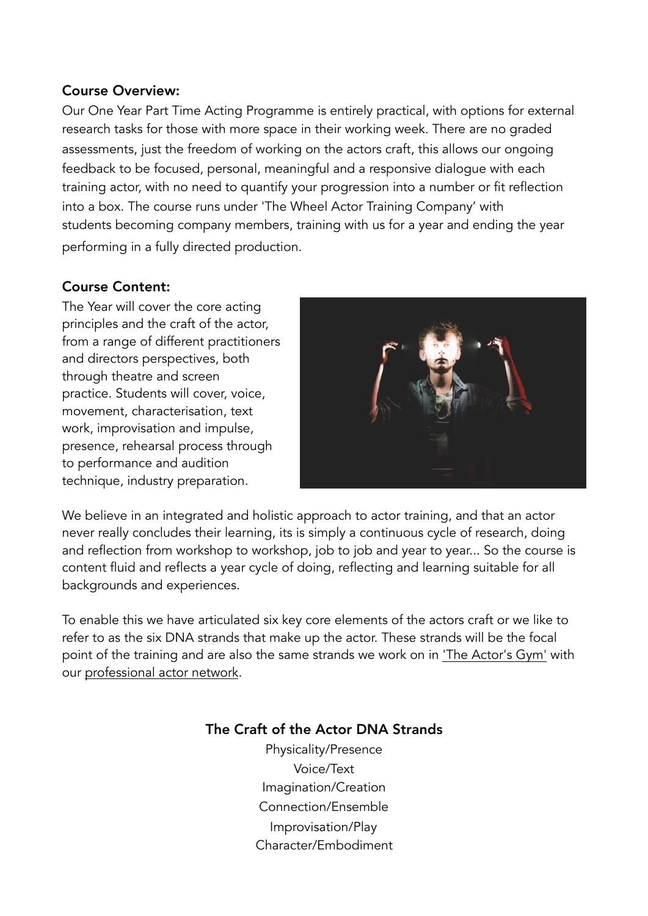**Course Overview:**

Our One Year Part Time Acting Programme is entirely practical, with options for external research tasks for those with more space in their working week. There are no graded assessments, just the freedom of working on the actors craft, this allows our ongoing feedback to be focused, personal, meaningful and a responsive dialogue with each training actor, with no need to quantify your progression into a number or fit reflection into a box. The course runs under 'The Wheel Actor Training Company' with students becoming company members, training with us for a year and ending the year performing in a fully directed production.

**Course Content:**

The Year will cover the core acting principles and the craft of the actor, from a range of different practitioners and directors perspectives, both through theatre and screen practice. Students will cover, voice, movement, characterisation, text work, improvisation and impulse, presence, rehearsal process through to performance and audition technique, industry preparation.

We believe in an integrated and holistic approach to actor training, and that an actor never really concludes their learning, its is simply a continuous cycle of research, doing and reflection from workshop to workshop, job to job and year to year... So the course is content fluid and reflects a year cycle of doing, reflecting and learning suitable for all backgrounds and experiences.

To enable this we have articulated six key core elements of the actors craft or we like to refer to as the six DNA strands that make up the actor. These strands will be the focal point of the training and are also the same strands we work on in 'The Actor's Gym' with our professional actor network.

**The Craft of the Actor DNA Strands**

Physicality/Presence
Voice/Text
Imagination/Creation
Connection/Ensemble
Improvisation/Play
Character/Embodiment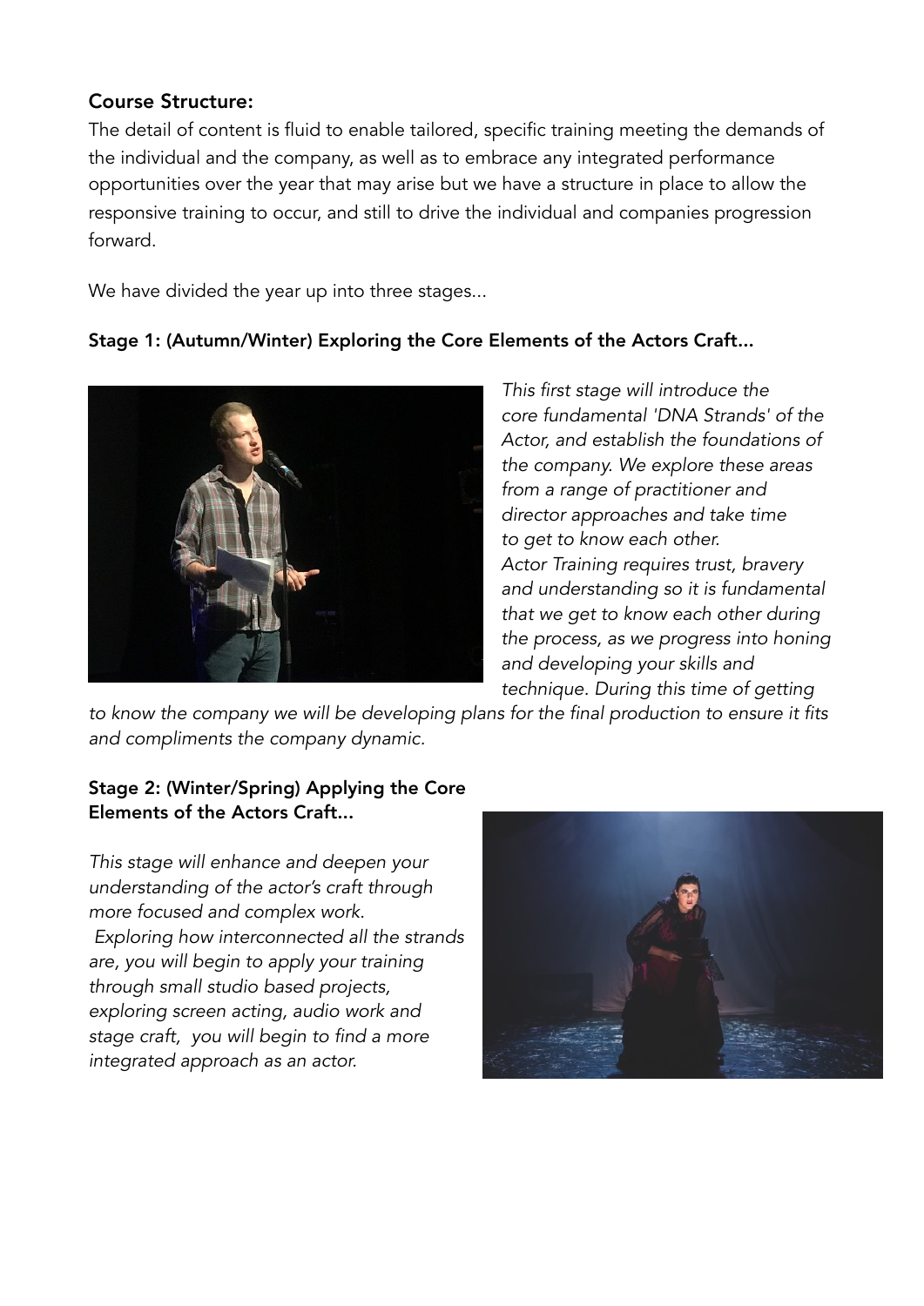**Course Structure:**

The detail of content is fluid to enable tailored, specific training meeting the demands of the individual and the company, as well as to embrace any integrated performance opportunities over the year that may arise but we have a structure in place to allow the responsive training to occur, and still to drive the individual and companies progression forward.

We have divided the year up into three stages...

**Stage 1: (Autumn/Winter) Exploring the Core Elements of the Actors Craft...**

*This first stage will introduce the core fundamental 'DNA Strands' of the Actor, and establish the foundations of the company. We explore these areas from a range of practitioner and director approaches and take time to get to know each other. Actor Training requires trust, bravery and understanding so it is fundamental that we get to know each other during the process, as we progress into honing and developing your skills and technique. During this time of getting to know the company we will be developing plans for the final production to ensure it fits and compliments the company dynamic.*

**Stage 2: (Winter/Spring) Applying the Core Elements of the Actors Craft...**

*This stage will enhance and deepen your understanding of the actor's craft through more focused and complex work. Exploring how interconnected all the strands are, you will begin to apply your training through small studio based projects, exploring screen acting, audio work and stage craft, you will begin to find a more integrated approach as an actor.*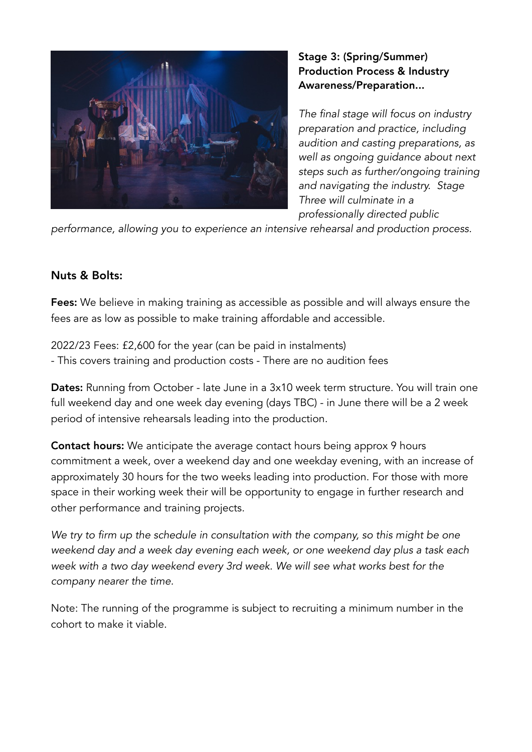**Stage 3: (Spring/Summer) Production Process & Industry Awareness/Preparation…**

*The final stage will focus on industry preparation and practice, including audition and casting preparations, as well as ongoing guidance about next steps such as further/ongoing training and navigating the industry. Stage Three will culminate in a professionally directed public performance, allowing you to experience an intensive rehearsal and production process.*

## Nuts & Bolts:

**Fees:** We believe in making training as accessible as possible and will always ensure the fees are as low as possible to make training affordable and accessible.

2022/23 Fees: £2,600 for the year (can be paid in instalments)
- This covers training and production costs - There are no audition fees

**Dates:** Running from October - late June in a 3x10 week term structure. You will train one full weekend day and one week day evening (days TBC) - in June there will be a 2 week period of intensive rehearsals leading into the production.

**Contact hours:** We anticipate the average contact hours being approx 9 hours commitment a week, over a weekend day and one weekday evening, with an increase of approximately 30 hours for the two weeks leading into production. For those with more space in their working week their will be opportunity to engage in further research and other performance and training projects.

*We try to firm up the schedule in consultation with the company, so this might be one weekend day and a week day evening each week, or one weekend day plus a task each week with a two day weekend every 3rd week. We will see what works best for the company nearer the time.*

Note: The running of the programme is subject to recruiting a minimum number in the cohort to make it viable.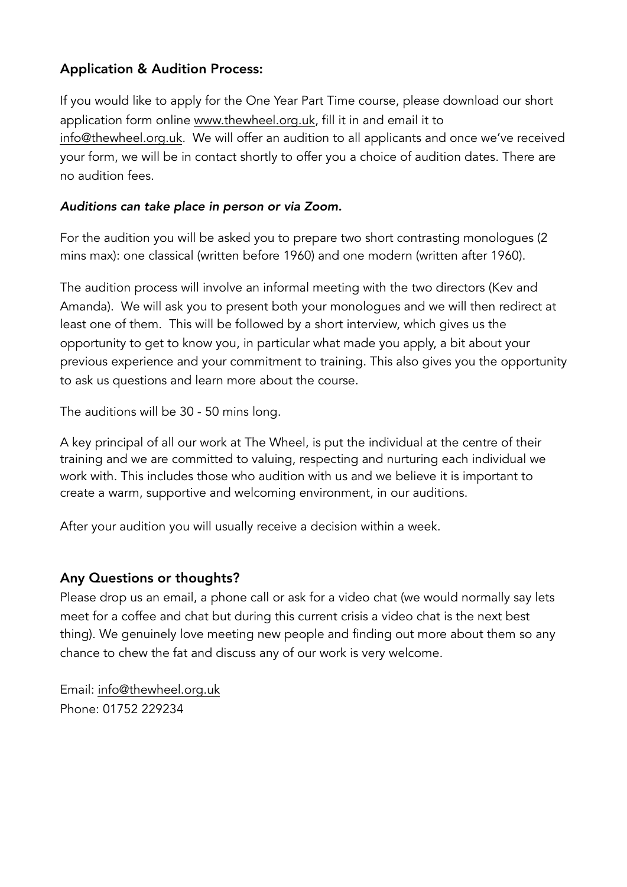## Application & Audition Process:

If you would like to apply for the One Year Part Time course, please download our short application form online www.thewheel.org.uk, fill it in and email it to info@thewheel.org.uk. We will offer an audition to all applicants and once we've received your form, we will be in contact shortly to offer you a choice of audition dates. There are no audition fees.

***Auditions can take place in person or via Zoom.***

For the audition you will be asked you to prepare two short contrasting monologues (2 mins max): one classical (written before 1960) and one modern (written after 1960).

The audition process will involve an informal meeting with the two directors (Kev and Amanda). We will ask you to present both your monologues and we will then redirect at least one of them. This will be followed by a short interview, which gives us the opportunity to get to know you, in particular what made you apply, a bit about your previous experience and your commitment to training. This also gives you the opportunity to ask us questions and learn more about the course.

The auditions will be 30 - 50 mins long.

A key principal of all our work at The Wheel, is put the individual at the centre of their training and we are committed to valuing, respecting and nurturing each individual we work with. This includes those who audition with us and we believe it is important to create a warm, supportive and welcoming environment, in our auditions.

After your audition you will usually receive a decision within a week.

## Any Questions or thoughts?

Please drop us an email, a phone call or ask for a video chat (we would normally say lets meet for a coffee and chat but during this current crisis a video chat is the next best thing). We genuinely love meeting new people and finding out more about them so any chance to chew the fat and discuss any of our work is very welcome.

Email: info@thewheel.org.uk
Phone: 01752 229234